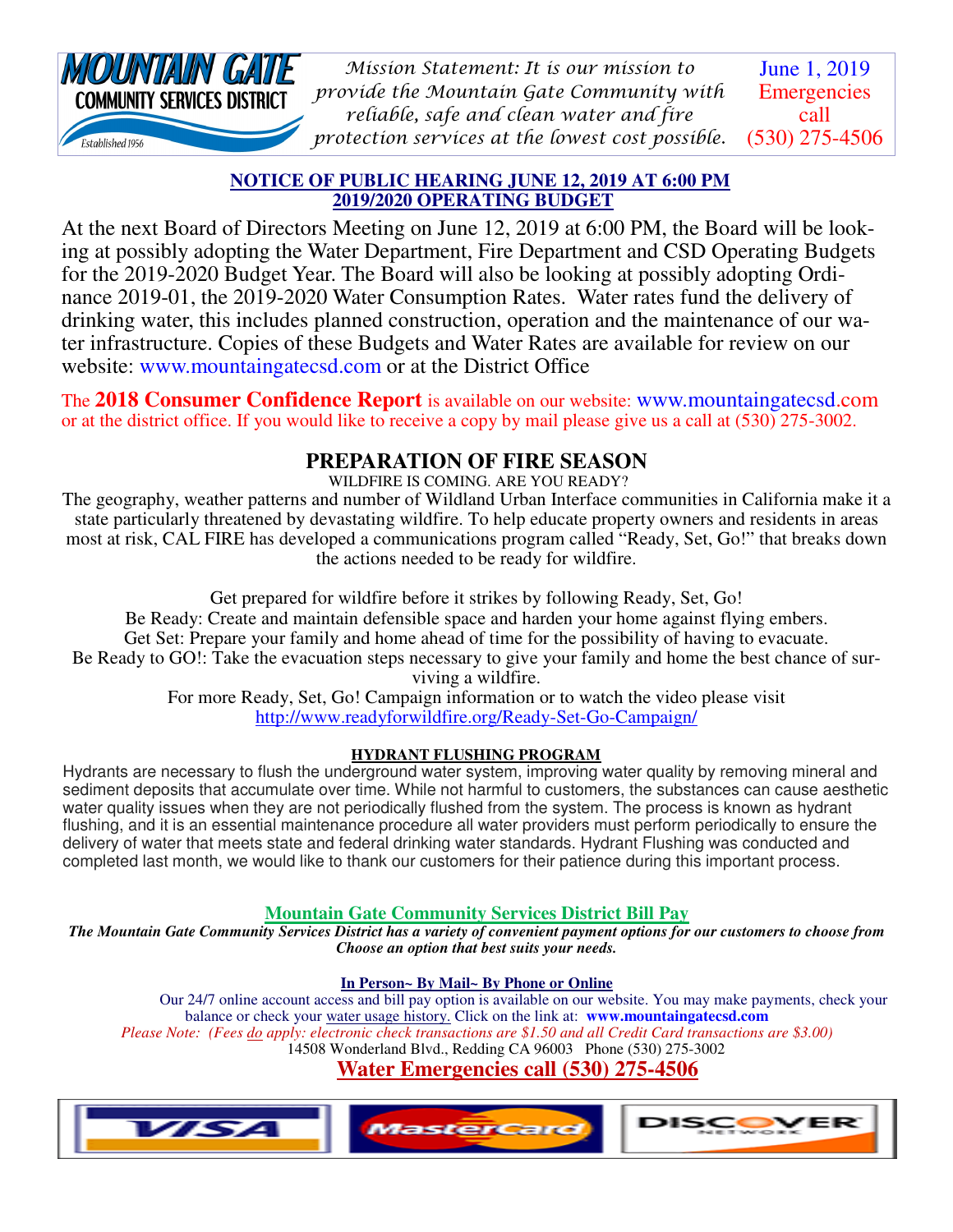MOUNTAIN GATE COMMUNITY SERVICES DISTRICT
Established 1956

*Mission Statement: It is our mission to provide the Mountain Gate Community with reliable, safe and clean water and fire protection services at the lowest cost possible.*

June 1, 2019
Emergencies call (530) 275-4506

## NOTICE OF PUBLIC HEARING JUNE 12, 2019 AT 6:00 PM
## 2019/2020 OPERATING BUDGET

At the next Board of Directors Meeting on June 12, 2019 at 6:00 PM, the Board will be looking at possibly adopting the Water Department, Fire Department and CSD Operating Budgets for the 2019-2020 Budget Year. The Board will also be looking at possibly adopting Ordinance 2019-01, the 2019-2020 Water Consumption Rates. Water rates fund the delivery of drinking water, this includes planned construction, operation and the maintenance of our water infrastructure. Copies of these Budgets and Water Rates are available for review on our website: www.mountaingatecsd.com or at the District Office

The **2018 Consumer Confidence Report** is available on our website: www.mountaingatecsd.com or at the district office. If you would like to receive a copy by mail please give us a call at (530) 275-3002.

## PREPARATION OF FIRE SEASON

WILDFIRE IS COMING. ARE YOU READY?

The geography, weather patterns and number of Wildland Urban Interface communities in California make it a state particularly threatened by devastating wildfire. To help educate property owners and residents in areas most at risk, CAL FIRE has developed a communications program called "Ready, Set, Go!" that breaks down the actions needed to be ready for wildfire.

Get prepared for wildfire before it strikes by following Ready, Set, Go!
Be Ready: Create and maintain defensible space and harden your home against flying embers.
Get Set: Prepare your family and home ahead of time for the possibility of having to evacuate.
Be Ready to GO!: Take the evacuation steps necessary to give your family and home the best chance of surviving a wildfire.
For more Ready, Set, Go! Campaign information or to watch the video please visit
http://www.readyforwildfire.org/Ready-Set-Go-Campaign/

### HYDRANT FLUSHING PROGRAM

Hydrants are necessary to flush the underground water system, improving water quality by removing mineral and sediment deposits that accumulate over time. While not harmful to customers, the substances can cause aesthetic water quality issues when they are not periodically flushed from the system. The process is known as hydrant flushing, and it is an essential maintenance procedure all water providers must perform periodically to ensure the delivery of water that meets state and federal drinking water standards. Hydrant Flushing was conducted and completed last month, we would like to thank our customers for their patience during this important process.

### Mountain Gate Community Services District Bill Pay

***The Mountain Gate Community Services District has a variety of convenient payment options for our customers to choose from Choose an option that best suits your needs.***

**In Person~ By Mail~ By Phone or Online**

Our 24/7 online account access and bill pay option is available on our website. You may make payments, check your balance or check your water usage history. Click on the link at: **www.mountaingatecsd.com**

*Please Note: (Fees do apply: electronic check transactions are $1.50 and all Credit Card transactions are $3.00)*

14508 Wonderland Blvd., Redding CA 96003 Phone (530) 275-3002

**Water Emergencies call (530) 275-4506**

VISA MasterCard DISCOVER NETWORK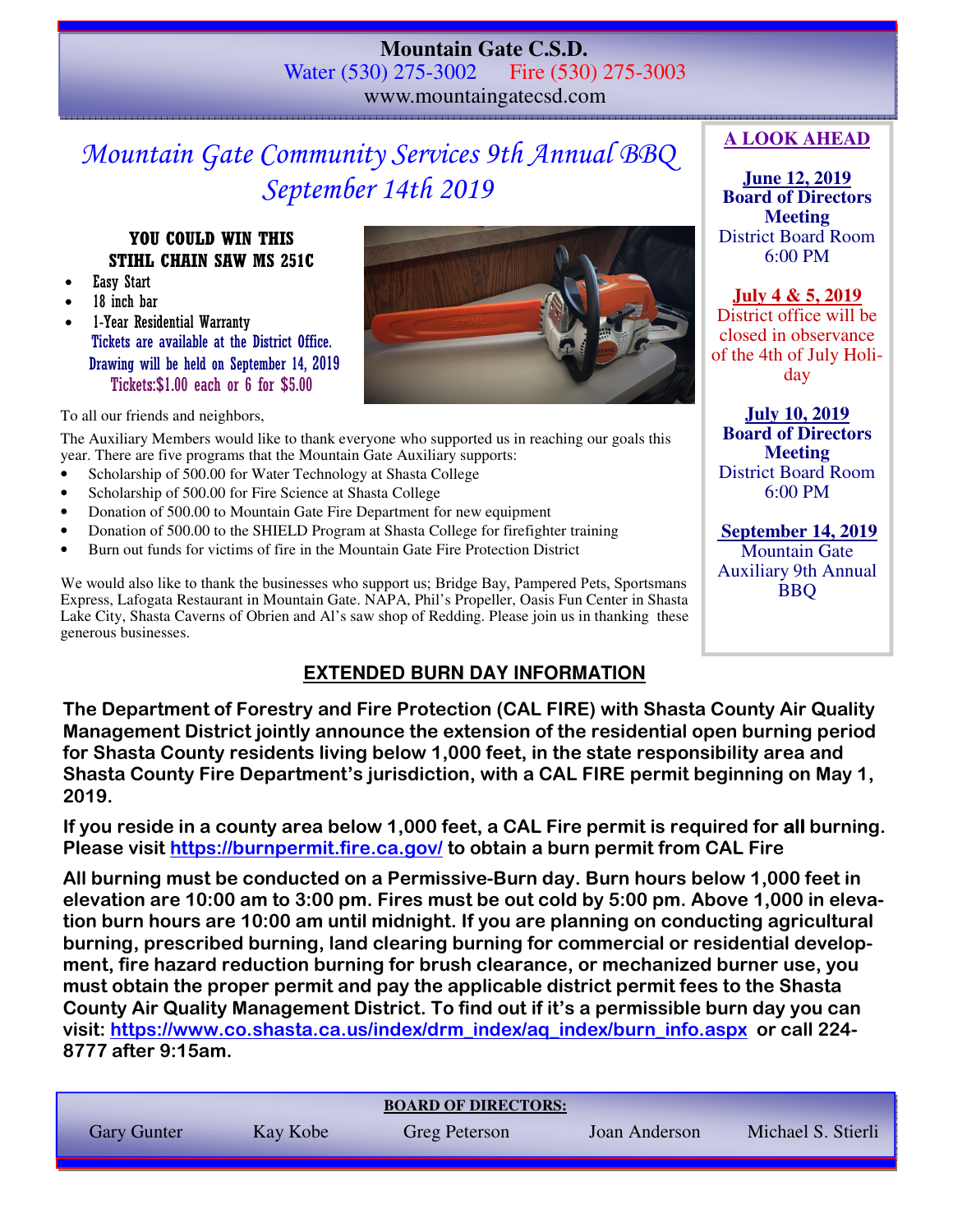# Mountain Gate C.S.D.

Water (530) 275-3002 Fire (530) 275-3003

www.mountaingatecsd.com

## *Mountain Gate Community Services 9th Annual BBQ September 14th 2019*

**YOU COULD WIN THIS STIHL CHAIN SAW MS 251C**

- Easy Start
- 18 inch bar
- 1-Year Residential Warranty

Tickets are available at the District Office.

Drawing will be held on September 14, 2019

Tickets:$1.00 each or 6 for $5.00

To all our friends and neighbors,

The Auxiliary Members would like to thank everyone who supported us in reaching our goals this year. There are five programs that the Mountain Gate Auxiliary supports:

- Scholarship of 500.00 for Water Technology at Shasta College
- Scholarship of 500.00 for Fire Science at Shasta College
- Donation of 500.00 to Mountain Gate Fire Department for new equipment
- Donation of 500.00 to the SHIELD Program at Shasta College for firefighter training
- Burn out funds for victims of fire in the Mountain Gate Fire Protection District

We would also like to thank the businesses who support us; Bridge Bay, Pampered Pets, Sportsmans Express, Lafogata Restaurant in Mountain Gate. NAPA, Phil's Propeller, Oasis Fun Center in Shasta Lake City, Shasta Caverns of Obrien and Al's saw shop of Redding. Please join us in thanking these generous businesses.

### A LOOK AHEAD

**June 12, 2019**
**Board of Directors Meeting**
District Board Room
6:00 PM

**July 4 & 5, 2019**
District office will be closed in observance of the 4th of July Holiday

**July 10, 2019**
**Board of Directors Meeting**
District Board Room
6:00 PM

**September 14, 2019**
Mountain Gate Auxiliary 9th Annual BBQ

## EXTENDED BURN DAY INFORMATION

**The Department of Forestry and Fire Protection (CAL FIRE) with Shasta County Air Quality Management District jointly announce the extension of the residential open burning period for Shasta County residents living below 1,000 feet, in the state responsibility area and Shasta County Fire Department's jurisdiction, with a CAL FIRE permit beginning on May 1, 2019.**

**If you reside in a county area below 1,000 feet, a CAL Fire permit is required for all burning. Please visit https://burnpermit.fire.ca.gov/ to obtain a burn permit from CAL Fire**

**All burning must be conducted on a Permissive-Burn day. Burn hours below 1,000 feet in elevation are 10:00 am to 3:00 pm. Fires must be out cold by 5:00 pm. Above 1,000 in elevation burn hours are 10:00 am until midnight. If you are planning on conducting agricultural burning, prescribed burning, land clearing burning for commercial or residential development, fire hazard reduction burning for brush clearance, or mechanized burner use, you must obtain the proper permit and pay the applicable district permit fees to the Shasta County Air Quality Management District. To find out if it's a permissible burn day you can visit: https://www.co.shasta.ca.us/index/drm_index/aq_index/burn_info.aspx or call 224-8777 after 9:15am.**

**BOARD OF DIRECTORS:**

Gary Gunter | Kay Kobe | Greg Peterson | Joan Anderson | Michael S. Stierli